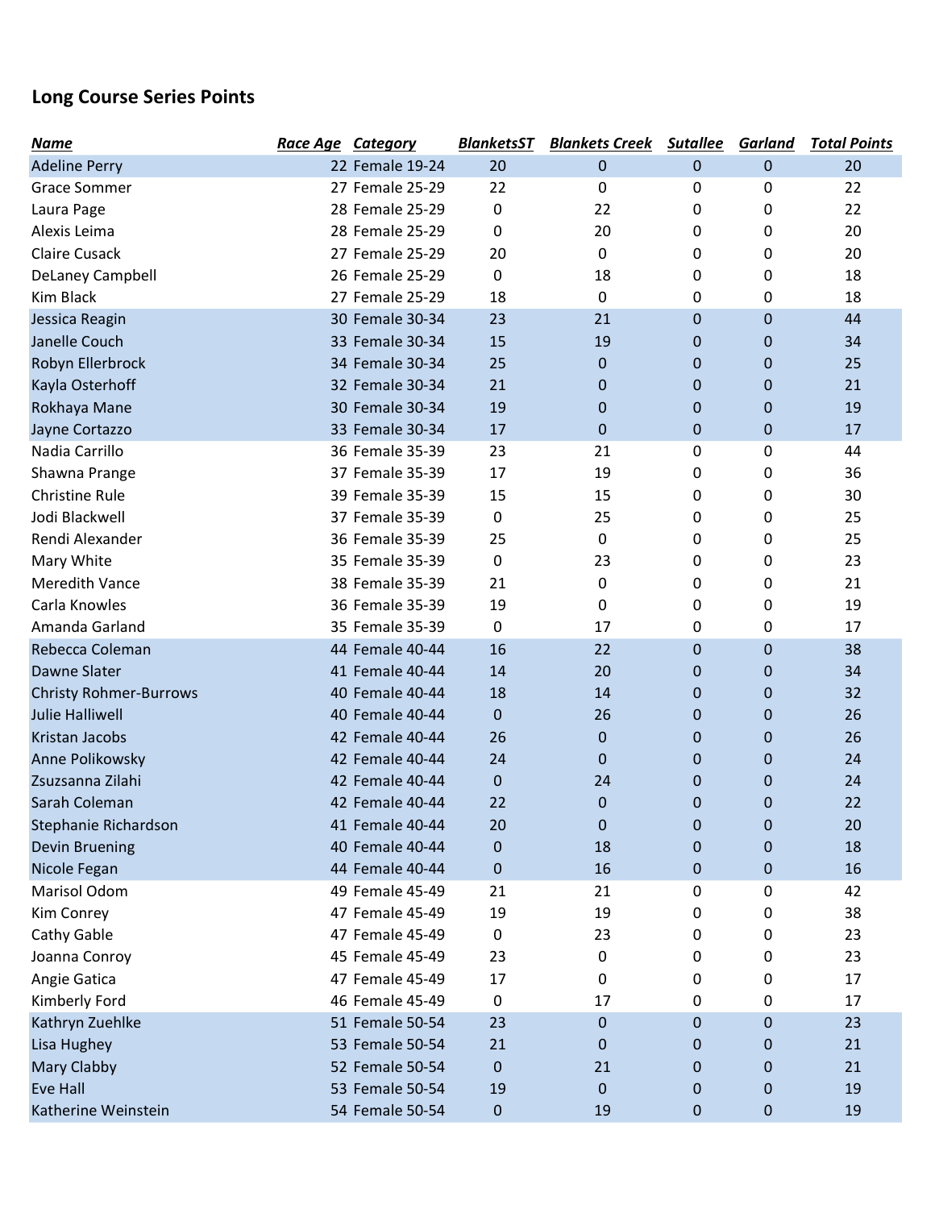## Long Course Series Points

| *Name* | *Race Age* | *Category* | *BlanketsST* | *Blankets Creek* | *Sutallee* | *Garland* | *Total Points* |
|---|---|---|---|---|---|---|---|
| Adeline Perry | 22 | Female 19-24 | 20 | 0 | 0 | 0 | 20 |
| Grace Sommer | 27 | Female 25-29 | 22 | 0 | 0 | 0 | 22 |
| Laura Page | 28 | Female 25-29 | 0 | 22 | 0 | 0 | 22 |
| Alexis Leima | 28 | Female 25-29 | 0 | 20 | 0 | 0 | 20 |
| Claire Cusack | 27 | Female 25-29 | 20 | 0 | 0 | 0 | 20 |
| DeLaney Campbell | 26 | Female 25-29 | 0 | 18 | 0 | 0 | 18 |
| Kim Black | 27 | Female 25-29 | 18 | 0 | 0 | 0 | 18 |
| Jessica Reagin | 30 | Female 30-34 | 23 | 21 | 0 | 0 | 44 |
| Janelle Couch | 33 | Female 30-34 | 15 | 19 | 0 | 0 | 34 |
| Robyn Ellerbrock | 34 | Female 30-34 | 25 | 0 | 0 | 0 | 25 |
| Kayla Osterhoff | 32 | Female 30-34 | 21 | 0 | 0 | 0 | 21 |
| Rokhaya Mane | 30 | Female 30-34 | 19 | 0 | 0 | 0 | 19 |
| Jayne Cortazzo | 33 | Female 30-34 | 17 | 0 | 0 | 0 | 17 |
| Nadia Carrillo | 36 | Female 35-39 | 23 | 21 | 0 | 0 | 44 |
| Shawna Prange | 37 | Female 35-39 | 17 | 19 | 0 | 0 | 36 |
| Christine Rule | 39 | Female 35-39 | 15 | 15 | 0 | 0 | 30 |
| Jodi Blackwell | 37 | Female 35-39 | 0 | 25 | 0 | 0 | 25 |
| Rendi Alexander | 36 | Female 35-39 | 25 | 0 | 0 | 0 | 25 |
| Mary White | 35 | Female 35-39 | 0 | 23 | 0 | 0 | 23 |
| Meredith Vance | 38 | Female 35-39 | 21 | 0 | 0 | 0 | 21 |
| Carla Knowles | 36 | Female 35-39 | 19 | 0 | 0 | 0 | 19 |
| Amanda Garland | 35 | Female 35-39 | 0 | 17 | 0 | 0 | 17 |
| Rebecca Coleman | 44 | Female 40-44 | 16 | 22 | 0 | 0 | 38 |
| Dawne Slater | 41 | Female 40-44 | 14 | 20 | 0 | 0 | 34 |
| Christy Rohmer-Burrows | 40 | Female 40-44 | 18 | 14 | 0 | 0 | 32 |
| Julie Halliwell | 40 | Female 40-44 | 0 | 26 | 0 | 0 | 26 |
| Kristan Jacobs | 42 | Female 40-44 | 26 | 0 | 0 | 0 | 26 |
| Anne Polikowsky | 42 | Female 40-44 | 24 | 0 | 0 | 0 | 24 |
| Zsuzsanna Zilahi | 42 | Female 40-44 | 0 | 24 | 0 | 0 | 24 |
| Sarah Coleman | 42 | Female 40-44 | 22 | 0 | 0 | 0 | 22 |
| Stephanie Richardson | 41 | Female 40-44 | 20 | 0 | 0 | 0 | 20 |
| Devin Bruening | 40 | Female 40-44 | 0 | 18 | 0 | 0 | 18 |
| Nicole Fegan | 44 | Female 40-44 | 0 | 16 | 0 | 0 | 16 |
| Marisol Odom | 49 | Female 45-49 | 21 | 21 | 0 | 0 | 42 |
| Kim Conrey | 47 | Female 45-49 | 19 | 19 | 0 | 0 | 38 |
| Cathy Gable | 47 | Female 45-49 | 0 | 23 | 0 | 0 | 23 |
| Joanna Conroy | 45 | Female 45-49 | 23 | 0 | 0 | 0 | 23 |
| Angie Gatica | 47 | Female 45-49 | 17 | 0 | 0 | 0 | 17 |
| Kimberly Ford | 46 | Female 45-49 | 0 | 17 | 0 | 0 | 17 |
| Kathryn Zuehlke | 51 | Female 50-54 | 23 | 0 | 0 | 0 | 23 |
| Lisa Hughey | 53 | Female 50-54 | 21 | 0 | 0 | 0 | 21 |
| Mary Clabby | 52 | Female 50-54 | 0 | 21 | 0 | 0 | 21 |
| Eve Hall | 53 | Female 50-54 | 19 | 0 | 0 | 0 | 19 |
| Katherine Weinstein | 54 | Female 50-54 | 0 | 19 | 0 | 0 | 19 |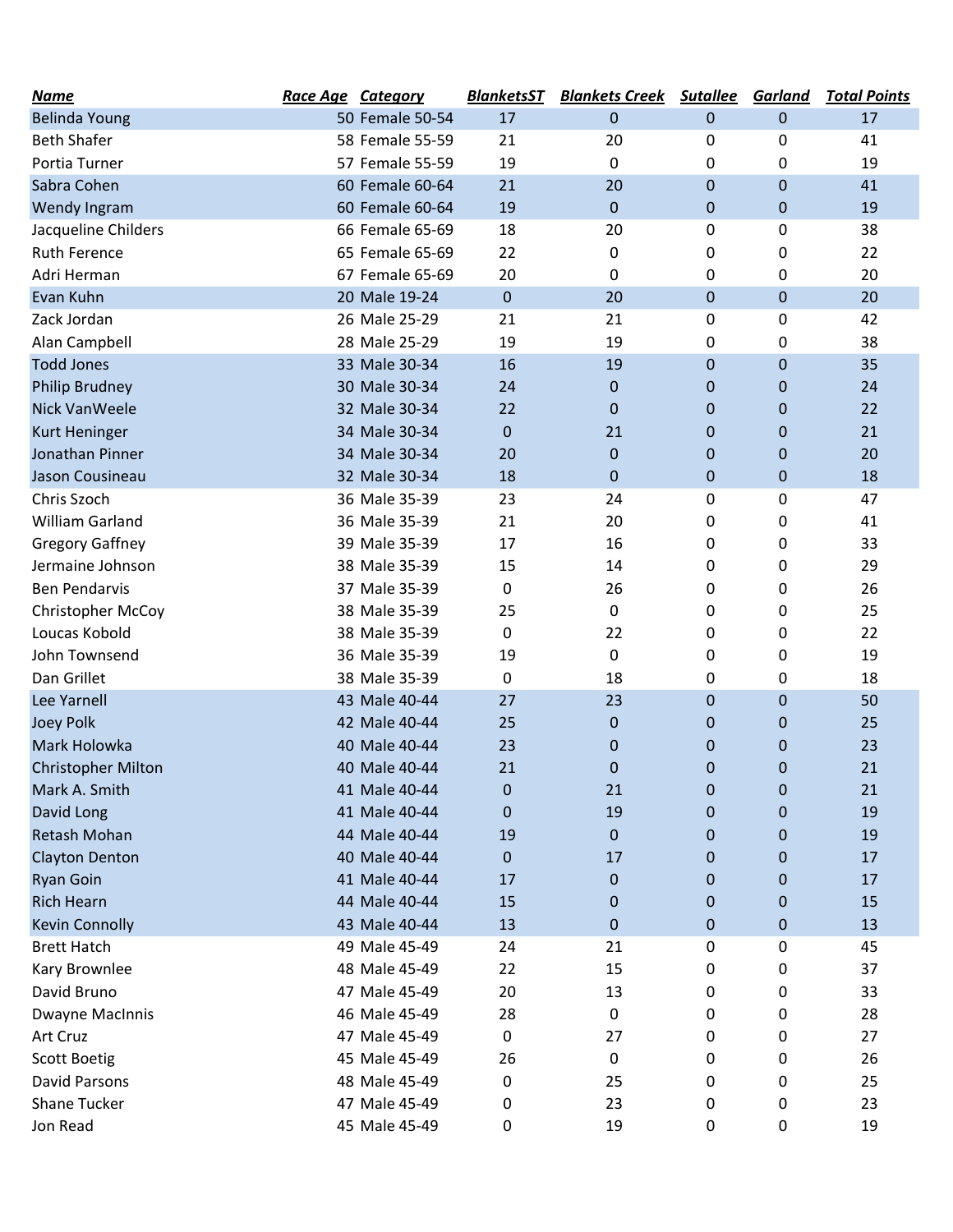| Name | Race Age | Category | BlanketsST | Blankets Creek | Sutallee | Garland | Total Points |
|---|---|---|---|---|---|---|---|
| Belinda Young | 50 | Female 50-54 | 17 | 0 | 0 | 0 | 17 |
| Beth Shafer | 58 | Female 55-59 | 21 | 20 | 0 | 0 | 41 |
| Portia Turner | 57 | Female 55-59 | 19 | 0 | 0 | 0 | 19 |
| Sabra Cohen | 60 | Female 60-64 | 21 | 20 | 0 | 0 | 41 |
| Wendy Ingram | 60 | Female 60-64 | 19 | 0 | 0 | 0 | 19 |
| Jacqueline Childers | 66 | Female 65-69 | 18 | 20 | 0 | 0 | 38 |
| Ruth Ference | 65 | Female 65-69 | 22 | 0 | 0 | 0 | 22 |
| Adri Herman | 67 | Female 65-69 | 20 | 0 | 0 | 0 | 20 |
| Evan Kuhn | 20 | Male 19-24 | 0 | 20 | 0 | 0 | 20 |
| Zack Jordan | 26 | Male 25-29 | 21 | 21 | 0 | 0 | 42 |
| Alan Campbell | 28 | Male 25-29 | 19 | 19 | 0 | 0 | 38 |
| Todd Jones | 33 | Male 30-34 | 16 | 19 | 0 | 0 | 35 |
| Philip Brudney | 30 | Male 30-34 | 24 | 0 | 0 | 0 | 24 |
| Nick VanWeele | 32 | Male 30-34 | 22 | 0 | 0 | 0 | 22 |
| Kurt Heninger | 34 | Male 30-34 | 0 | 21 | 0 | 0 | 21 |
| Jonathan Pinner | 34 | Male 30-34 | 20 | 0 | 0 | 0 | 20 |
| Jason Cousineau | 32 | Male 30-34 | 18 | 0 | 0 | 0 | 18 |
| Chris Szoch | 36 | Male 35-39 | 23 | 24 | 0 | 0 | 47 |
| William Garland | 36 | Male 35-39 | 21 | 20 | 0 | 0 | 41 |
| Gregory Gaffney | 39 | Male 35-39 | 17 | 16 | 0 | 0 | 33 |
| Jermaine Johnson | 38 | Male 35-39 | 15 | 14 | 0 | 0 | 29 |
| Ben Pendarvis | 37 | Male 35-39 | 0 | 26 | 0 | 0 | 26 |
| Christopher McCoy | 38 | Male 35-39 | 25 | 0 | 0 | 0 | 25 |
| Loucas Kobold | 38 | Male 35-39 | 0 | 22 | 0 | 0 | 22 |
| John Townsend | 36 | Male 35-39 | 19 | 0 | 0 | 0 | 19 |
| Dan Grillet | 38 | Male 35-39 | 0 | 18 | 0 | 0 | 18 |
| Lee Yarnell | 43 | Male 40-44 | 27 | 23 | 0 | 0 | 50 |
| Joey Polk | 42 | Male 40-44 | 25 | 0 | 0 | 0 | 25 |
| Mark Holowka | 40 | Male 40-44 | 23 | 0 | 0 | 0 | 23 |
| Christopher Milton | 40 | Male 40-44 | 21 | 0 | 0 | 0 | 21 |
| Mark A. Smith | 41 | Male 40-44 | 0 | 21 | 0 | 0 | 21 |
| David Long | 41 | Male 40-44 | 0 | 19 | 0 | 0 | 19 |
| Retash Mohan | 44 | Male 40-44 | 19 | 0 | 0 | 0 | 19 |
| Clayton Denton | 40 | Male 40-44 | 0 | 17 | 0 | 0 | 17 |
| Ryan Goin | 41 | Male 40-44 | 17 | 0 | 0 | 0 | 17 |
| Rich Hearn | 44 | Male 40-44 | 15 | 0 | 0 | 0 | 15 |
| Kevin Connolly | 43 | Male 40-44 | 13 | 0 | 0 | 0 | 13 |
| Brett Hatch | 49 | Male 45-49 | 24 | 21 | 0 | 0 | 45 |
| Kary Brownlee | 48 | Male 45-49 | 22 | 15 | 0 | 0 | 37 |
| David Bruno | 47 | Male 45-49 | 20 | 13 | 0 | 0 | 33 |
| Dwayne MacInnis | 46 | Male 45-49 | 28 | 0 | 0 | 0 | 28 |
| Art Cruz | 47 | Male 45-49 | 0 | 27 | 0 | 0 | 27 |
| Scott Boetig | 45 | Male 45-49 | 26 | 0 | 0 | 0 | 26 |
| David Parsons | 48 | Male 45-49 | 0 | 25 | 0 | 0 | 25 |
| Shane Tucker | 47 | Male 45-49 | 0 | 23 | 0 | 0 | 23 |
| Jon Read | 45 | Male 45-49 | 0 | 19 | 0 | 0 | 19 |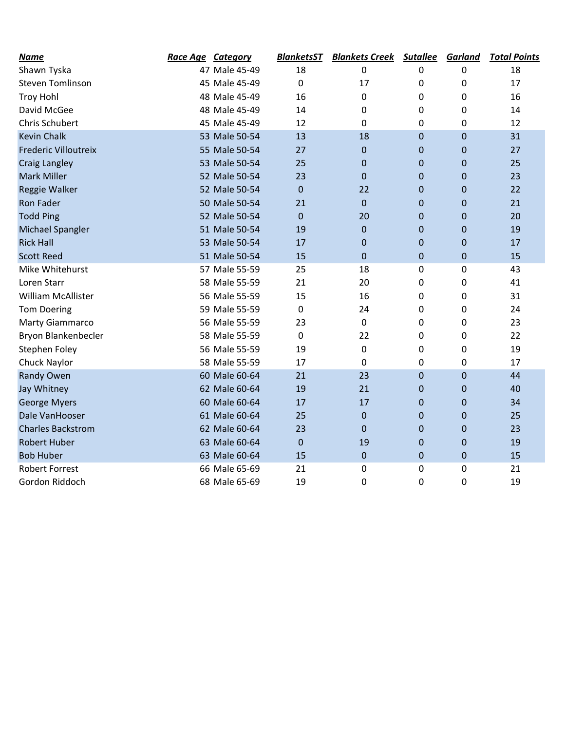| ***Name*** | ***Race Age*** | ***Category*** | ***BlanketsST*** | ***Blankets Creek*** | ***Sutallee*** | ***Garland*** | ***Total Points*** |
|---|---|---|---|---|---|---|---|
| Shawn Tyska | 47 | Male 45-49 | 18 | 0 | 0 | 0 | 18 |
| Steven Tomlinson | 45 | Male 45-49 | 0 | 17 | 0 | 0 | 17 |
| Troy Hohl | 48 | Male 45-49 | 16 | 0 | 0 | 0 | 16 |
| David McGee | 48 | Male 45-49 | 14 | 0 | 0 | 0 | 14 |
| Chris Schubert | 45 | Male 45-49 | 12 | 0 | 0 | 0 | 12 |
| Kevin Chalk | 53 | Male 50-54 | 13 | 18 | 0 | 0 | 31 |
| Frederic Villoutreix | 55 | Male 50-54 | 27 | 0 | 0 | 0 | 27 |
| Craig Langley | 53 | Male 50-54 | 25 | 0 | 0 | 0 | 25 |
| Mark Miller | 52 | Male 50-54 | 23 | 0 | 0 | 0 | 23 |
| Reggie Walker | 52 | Male 50-54 | 0 | 22 | 0 | 0 | 22 |
| Ron Fader | 50 | Male 50-54 | 21 | 0 | 0 | 0 | 21 |
| Todd Ping | 52 | Male 50-54 | 0 | 20 | 0 | 0 | 20 |
| Michael Spangler | 51 | Male 50-54 | 19 | 0 | 0 | 0 | 19 |
| Rick Hall | 53 | Male 50-54 | 17 | 0 | 0 | 0 | 17 |
| Scott Reed | 51 | Male 50-54 | 15 | 0 | 0 | 0 | 15 |
| Mike Whitehurst | 57 | Male 55-59 | 25 | 18 | 0 | 0 | 43 |
| Loren Starr | 58 | Male 55-59 | 21 | 20 | 0 | 0 | 41 |
| William McAllister | 56 | Male 55-59 | 15 | 16 | 0 | 0 | 31 |
| Tom Doering | 59 | Male 55-59 | 0 | 24 | 0 | 0 | 24 |
| Marty Giammarco | 56 | Male 55-59 | 23 | 0 | 0 | 0 | 23 |
| Bryon Blankenbecler | 58 | Male 55-59 | 0 | 22 | 0 | 0 | 22 |
| Stephen Foley | 56 | Male 55-59 | 19 | 0 | 0 | 0 | 19 |
| Chuck Naylor | 58 | Male 55-59 | 17 | 0 | 0 | 0 | 17 |
| Randy Owen | 60 | Male 60-64 | 21 | 23 | 0 | 0 | 44 |
| Jay Whitney | 62 | Male 60-64 | 19 | 21 | 0 | 0 | 40 |
| George Myers | 60 | Male 60-64 | 17 | 17 | 0 | 0 | 34 |
| Dale VanHooser | 61 | Male 60-64 | 25 | 0 | 0 | 0 | 25 |
| Charles Backstrom | 62 | Male 60-64 | 23 | 0 | 0 | 0 | 23 |
| Robert Huber | 63 | Male 60-64 | 0 | 19 | 0 | 0 | 19 |
| Bob Huber | 63 | Male 60-64 | 15 | 0 | 0 | 0 | 15 |
| Robert Forrest | 66 | Male 65-69 | 21 | 0 | 0 | 0 | 21 |
| Gordon Riddoch | 68 | Male 65-69 | 19 | 0 | 0 | 0 | 19 |